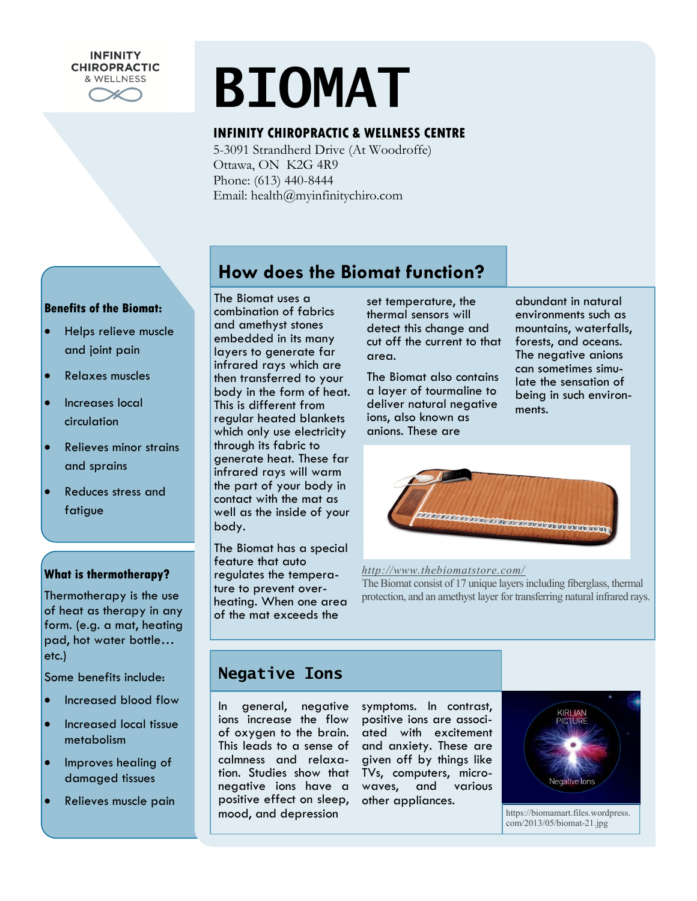INFINITY CHIROPRACTIC & WELLNESS

# BIOMAT

**INFINITY CHIROPRACTIC & WELLNESS CENTRE**

5-3091 Strandherd Drive (At Woodroffe)
Ottawa, ON K2G 4R9
Phone: (613) 440-8444
Email: health@myinfinitychiro.com

## How does the Biomat function?

The Biomat uses a combination of fabrics and amethyst stones embedded in its many layers to generate far infrared rays which are then transferred to your body in the form of heat. This is different from regular heated blankets which only use electricity through its fabric to generate heat. These far infrared rays will warm the part of your body in contact with the mat as well as the inside of your body.

The Biomat has a special feature that auto regulates the temperature to prevent overheating. When one area of the mat exceeds the set temperature, the thermal sensors will detect this change and cut off the current to that area.

The Biomat also contains a layer of tourmaline to deliver natural negative ions, also known as anions. These are abundant in natural environments such as mountains, waterfalls, forests, and oceans. The negative anions can sometimes simulate the sensation of being in such environments.

*http://www.thebiomatstore.com/*

The Biomat consist of 17 unique layers including fiberglass, thermal protection, and an amethyst layer for transferring natural infrared rays.

## Negative Ions

In general, negative ions increase the flow of oxygen to the brain. This leads to a sense of calmness and relaxation. Studies show that negative ions have a positive effect on sleep, mood, and depression symptoms. In contrast, positive ions are associated with excitement and anxiety. These are given off by things like TVs, computers, microwaves, and various other appliances.

https://biomamart.files.wordpress.com/2013/05/biomat-21.jpg

### Benefits of the Biomat:

- Helps relieve muscle and joint pain
- Relaxes muscles
- Increases local circulation
- Relieves minor strains and sprains
- Reduces stress and fatigue

### What is thermotherapy?

Thermotherapy is the use of heat as therapy in any form. (e.g. a mat, heating pad, hot water bottle… etc.)

Some benefits include:

- Increased blood flow
- Increased local tissue metabolism
- Improves healing of damaged tissues
- Relieves muscle pain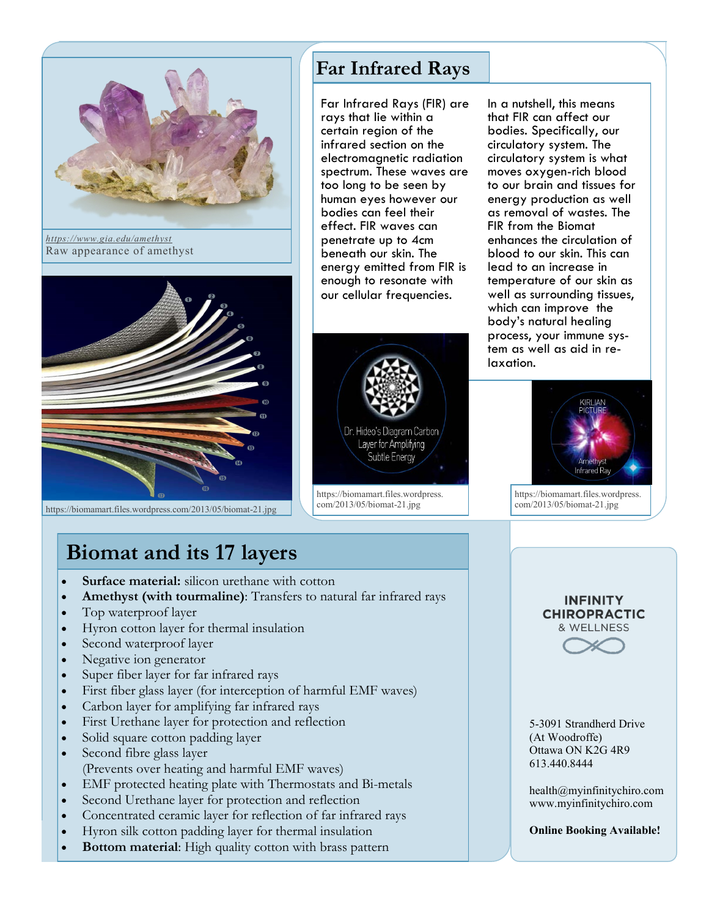https://www.gia.edu/amethyst
Raw appearance of amethyst

https://biomamart.files.wordpress.com/2013/05/biomat-21.jpg

## Far Infrared Rays

Far Infrared Rays (FIR) are rays that lie within a certain region of the infrared section on the electromagnetic radiation spectrum. These waves are too long to be seen by human eyes however our bodies can feel their effect. FIR waves can penetrate up to 4cm beneath our skin. The energy emitted from FIR is enough to resonate with our cellular frequencies.

In a nutshell, this means that FIR can affect our bodies. Specifically, our circulatory system. The circulatory system is what moves oxygen-rich blood to our brain and tissues for energy production as well as removal of wastes. The FIR from the Biomat enhances the circulation of blood to our skin. This can lead to an increase in temperature of our skin as well as surrounding tissues, which can improve the body's natural healing process, your immune system as well as aid in relaxation.

Dr. Hideo's Diagram Carbon Layer for Amplifying Subtle Energy

https://biomamart.files.wordpress.com/2013/05/biomat-21.jpg

KIRLIAN PICTURE
Amethyst Infrared Ray

https://biomamart.files.wordpress.com/2013/05/biomat-21.jpg

## Biomat and its 17 layers

- **Surface material:** silicon urethane with cotton
- **Amethyst (with tourmaline)**: Transfers to natural far infrared rays
- Top waterproof layer
- Hyron cotton layer for thermal insulation
- Second waterproof layer
- Negative ion generator
- Super fiber layer for far infrared rays
- First fiber glass layer (for interception of harmful EMF waves)
- Carbon layer for amplifying far infrared rays
- First Urethane layer for protection and reflection
- Solid square cotton padding layer
- Second fibre glass layer
  (Prevents over heating and harmful EMF waves)
- EMF protected heating plate with Thermostats and Bi-metals
- Second Urethane layer for protection and reflection
- Concentrated ceramic layer for reflection of far infrared rays
- Hyron silk cotton padding layer for thermal insulation
- **Bottom material**: High quality cotton with brass pattern

INFINITY CHIROPRACTIC
& WELLNESS

5-3091 Strandherd Drive
(At Woodroffe)
Ottawa ON K2G 4R9
613.440.8444

health@myinfinitychiro.com
www.myinfinitychiro.com

**Online Booking Available!**